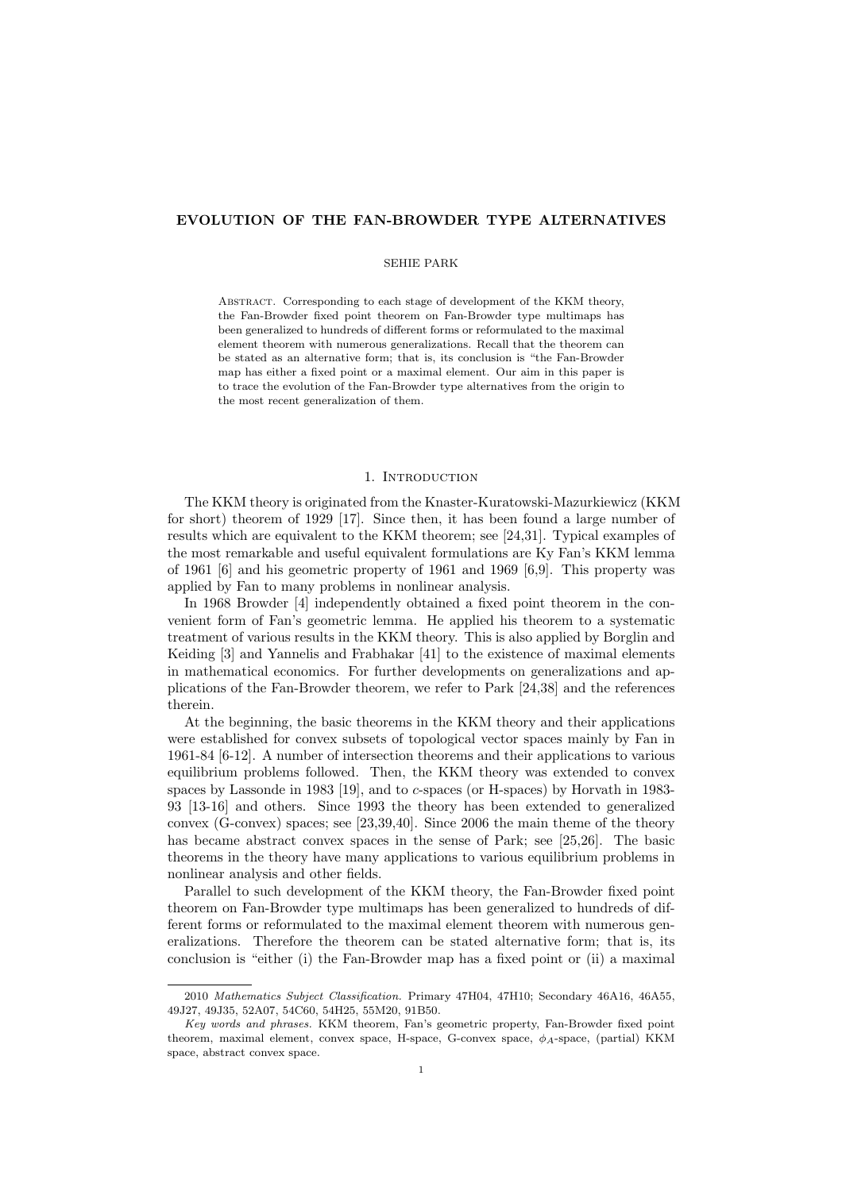# EVOLUTION OF THE FAN-BROWDER TYPE ALTERNATIVES

SEHIE PARK

ABSTRACT. Corresponding to each stage of development of the KKM theory, the Fan-Browder fixed point theorem on Fan-Browder type multimaps has been generalized to hundreds of different forms or reformulated to the maximal element theorem with numerous generalizations. Recall that the theorem can be stated as an alternative form; that is, its conclusion is "the Fan-Browder map has either a fixed point or a maximal element. Our aim in this paper is to trace the evolution of the Fan-Browder type alternatives from the origin to the most recent generalization of them.

## 1. INTRODUCTION

The KKM theory is originated from the Knaster-Kuratowski-Mazurkiewicz (KKM for short) theorem of 1929 [17]. Since then, it has been found a large number of results which are equivalent to the KKM theorem; see [24,31]. Typical examples of the most remarkable and useful equivalent formulations are Ky Fan's KKM lemma of 1961 [6] and his geometric property of 1961 and 1969 [6,9]. This property was applied by Fan to many problems in nonlinear analysis.

In 1968 Browder [4] independently obtained a fixed point theorem in the convenient form of Fan's geometric lemma. He applied his theorem to a systematic treatment of various results in the KKM theory. This is also applied by Borglin and Keiding [3] and Yannelis and Frabhakar [41] to the existence of maximal elements in mathematical economics. For further developments on generalizations and applications of the Fan-Browder theorem, we refer to Park [24,38] and the references therein.

At the beginning, the basic theorems in the KKM theory and their applications were established for convex subsets of topological vector spaces mainly by Fan in 1961-84 [6-12]. A number of intersection theorems and their applications to various equilibrium problems followed. Then, the KKM theory was extended to convex spaces by Lassonde in 1983 [19], and to $c$-spaces (or H-spaces) by Horvath in 1983-93 [13-16] and others. Since 1993 the theory has been extended to generalized convex (G-convex) spaces; see [23,39,40]. Since 2006 the main theme of the theory has became abstract convex spaces in the sense of Park; see [25,26]. The basic theorems in the theory have many applications to various equilibrium problems in nonlinear analysis and other fields.

Parallel to such development of the KKM theory, the Fan-Browder fixed point theorem on Fan-Browder type multimaps has been generalized to hundreds of different forms or reformulated to the maximal element theorem with numerous generalizations. Therefore the theorem can be stated alternative form; that is, its conclusion is "either (i) the Fan-Browder map has a fixed point or (ii) a maximal

---

2010 *Mathematics Subject Classification.* Primary 47H04, 47H10; Secondary 46A16, 46A55, 49J27, 49J35, 52A07, 54C60, 54H25, 55M20, 91B50.

*Key words and phrases.* KKM theorem, Fan's geometric property, Fan-Browder fixed point theorem, maximal element, convex space, H-space, G-convex space, $\phi_A$-space, (partial) KKM space, abstract convex space.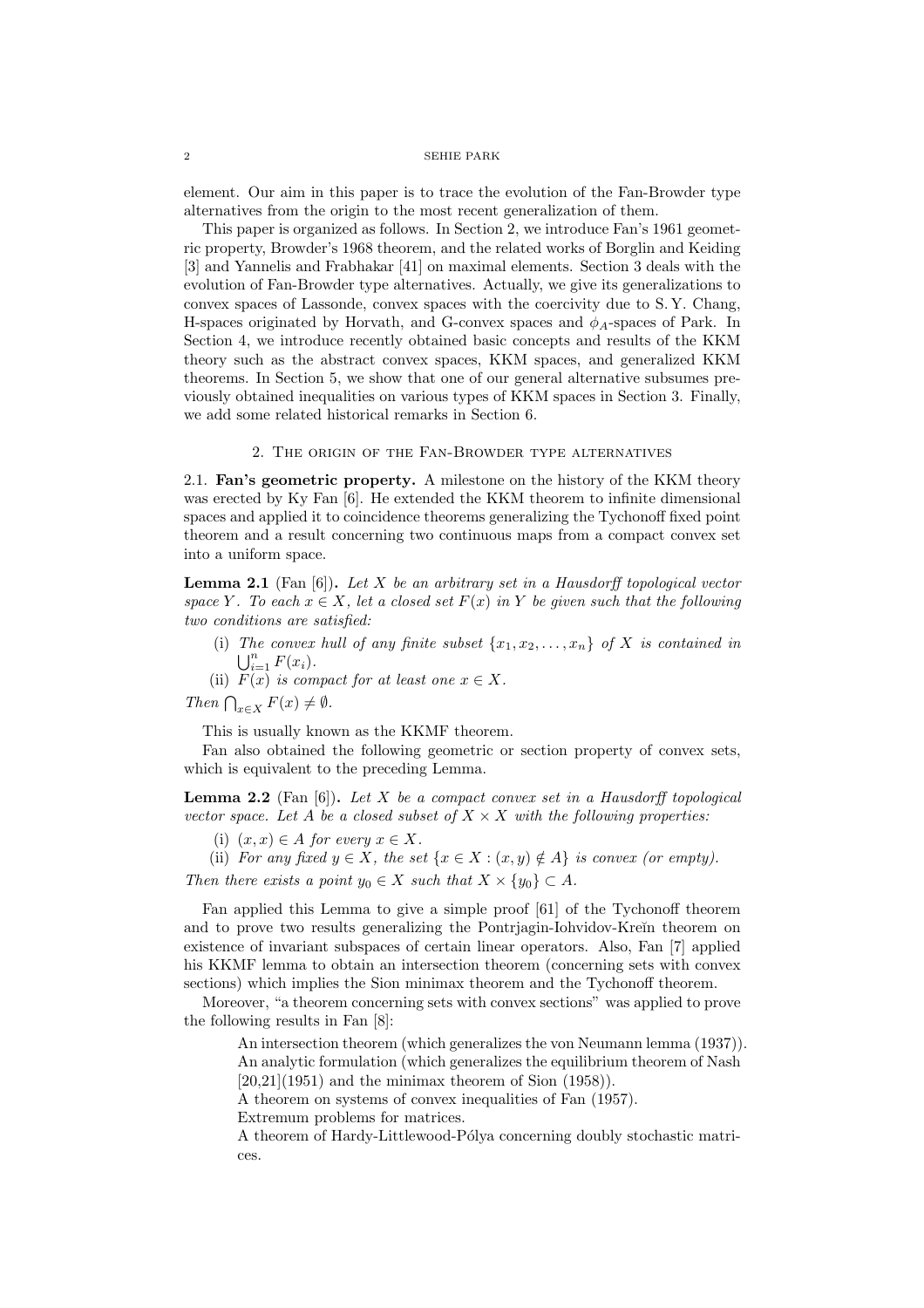element. Our aim in this paper is to trace the evolution of the Fan-Browder type alternatives from the origin to the most recent generalization of them.

This paper is organized as follows. In Section 2, we introduce Fan's 1961 geometric property, Browder's 1968 theorem, and the related works of Borglin and Keiding [3] and Yannelis and Frabhakar [41] on maximal elements. Section 3 deals with the evolution of Fan-Browder type alternatives. Actually, we give its generalizations to convex spaces of Lassonde, convex spaces with the coercivity due to S. Y. Chang, H-spaces originated by Horvath, and G-convex spaces and $\phi_A$-spaces of Park. In Section 4, we introduce recently obtained basic concepts and results of the KKM theory such as the abstract convex spaces, KKM spaces, and generalized KKM theorems. In Section 5, we show that one of our general alternative subsumes previously obtained inequalities on various types of KKM spaces in Section 3. Finally, we add some related historical remarks in Section 6.

## 2. The origin of the Fan-Browder type alternatives

**2.1. Fan's geometric property.** A milestone on the history of the KKM theory was erected by Ky Fan [6]. He extended the KKM theorem to infinite dimensional spaces and applied it to coincidence theorems generalizing the Tychonoff fixed point theorem and a result concerning two continuous maps from a compact convex set into a uniform space.

**Lemma 2.1** (Fan [6])**.** *Let $X$ be an arbitrary set in a Hausdorff topological vector space $Y$. To each $x \in X$, let a closed set $F(x)$ in $Y$ be given such that the following two conditions are satisfied:*

(i) *The convex hull of any finite subset $\{x_1, x_2, \dots, x_n\}$ of $X$ is contained in $\bigcup_{i=1}^n F(x_i)$.*

(ii) *$F(x)$ is compact for at least one $x \in X$.*

*Then $\bigcap_{x\in X} F(x) \neq \emptyset$.*

This is usually known as the KKMF theorem.

Fan also obtained the following geometric or section property of convex sets, which is equivalent to the preceding Lemma.

**Lemma 2.2** (Fan [6])**.** *Let $X$ be a compact convex set in a Hausdorff topological vector space. Let $A$ be a closed subset of $X \times X$ with the following properties:*

(i) *$(x, x) \in A$ for every $x \in X$.*

(ii) *For any fixed $y \in X$, the set $\{x \in X : (x, y) \notin A\}$ is convex (or empty).*

*Then there exists a point $y_0 \in X$ such that $X \times \{y_0\} \subset A$.*

Fan applied this Lemma to give a simple proof [61] of the Tychonoff theorem and to prove two results generalizing the Pontrjagin-Iohvidov-Kreĭn theorem on existence of invariant subspaces of certain linear operators. Also, Fan [7] applied his KKMF lemma to obtain an intersection theorem (concerning sets with convex sections) which implies the Sion minimax theorem and the Tychonoff theorem.

Moreover, "a theorem concerning sets with convex sections" was applied to prove the following results in Fan [8]:

> An intersection theorem (which generalizes the von Neumann lemma (1937)).
> An analytic formulation (which generalizes the equilibrium theorem of Nash [20,21](1951) and the minimax theorem of Sion (1958)).
> A theorem on systems of convex inequalities of Fan (1957).
> Extremum problems for matrices.
> A theorem of Hardy-Littlewood-Pólya concerning doubly stochastic matrices.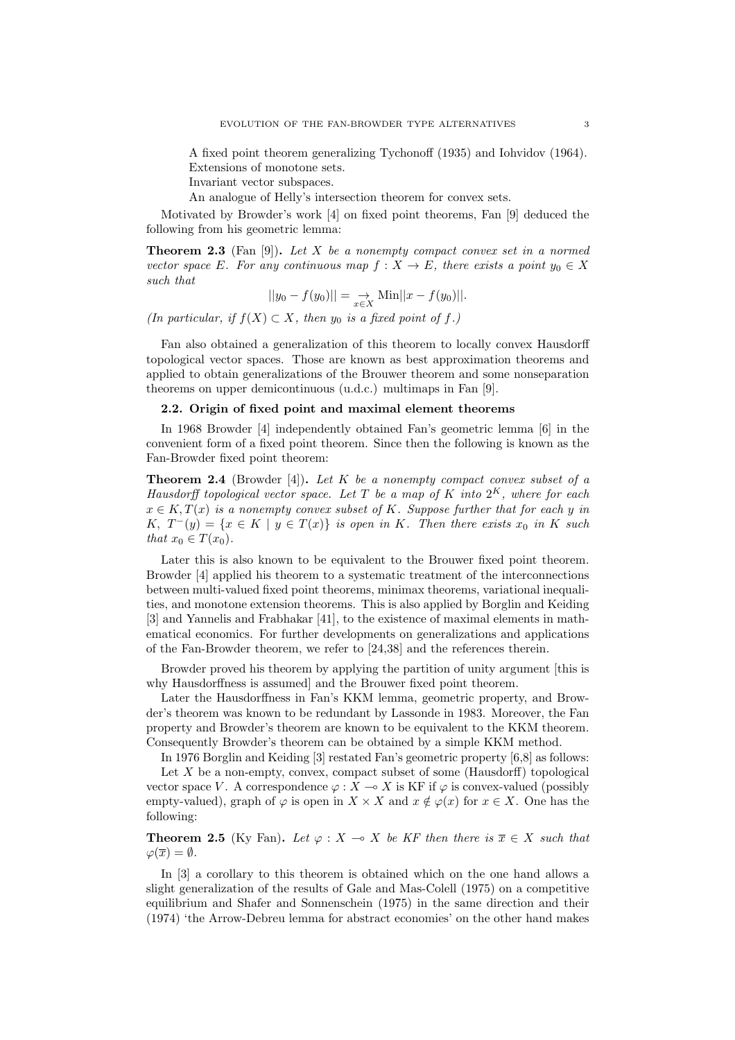A fixed point theorem generalizing Tychonoff (1935) and Iohvidov (1964).
Extensions of monotone sets.
Invariant vector subspaces.
An analogue of Helly's intersection theorem for convex sets.

Motivated by Browder's work [4] on fixed point theorems, Fan [9] deduced the following from his geometric lemma:

**Theorem 2.3** (Fan [9]). *Let $X$ be a nonempty compact convex set in a normed vector space $E$. For any continuous map $f : X \to E$, there exists a point $y_0 \in X$ such that*

$$||y_0 - f(y_0)|| = \underset{x \in X}{\to} \mathrm{Min}||x - f(y_0)||.$$

*(In particular, if $f(X) \subset X$, then $y_0$ is a fixed point of $f$.)*

Fan also obtained a generalization of this theorem to locally convex Hausdorff topological vector spaces. Those are known as best approximation theorems and applied to obtain generalizations of the Brouwer theorem and some nonseparation theorems on upper demicontinuous (u.d.c.) multimaps in Fan [9].

### 2.2. Origin of fixed point and maximal element theorems

In 1968 Browder [4] independently obtained Fan's geometric lemma [6] in the convenient form of a fixed point theorem. Since then the following is known as the Fan-Browder fixed point theorem:

**Theorem 2.4** (Browder [4]). *Let $K$ be a nonempty compact convex subset of a Hausdorff topological vector space. Let $T$ be a map of $K$ into $2^K$, where for each $x \in K, T(x)$ is a nonempty convex subset of $K$. Suppose further that for each $y$ in $K$, $T^-(y) = \{x \in K \mid y \in T(x)\}$ is open in $K$. Then there exists $x_0$ in $K$ such that $x_0 \in T(x_0)$.*

Later this is also known to be equivalent to the Brouwer fixed point theorem. Browder [4] applied his theorem to a systematic treatment of the interconnections between multi-valued fixed point theorems, minimax theorems, variational inequalities, and monotone extension theorems. This is also applied by Borglin and Keiding [3] and Yannelis and Frabhakar [41], to the existence of maximal elements in mathematical economics. For further developments on generalizations and applications of the Fan-Browder theorem, we refer to [24,38] and the references therein.

Browder proved his theorem by applying the partition of unity argument [this is why Hausdorffness is assumed] and the Brouwer fixed point theorem.

Later the Hausdorffness in Fan's KKM lemma, geometric property, and Browder's theorem was known to be redundant by Lassonde in 1983. Moreover, the Fan property and Browder's theorem are known to be equivalent to the KKM theorem. Consequently Browder's theorem can be obtained by a simple KKM method.

In 1976 Borglin and Keiding [3] restated Fan's geometric property [6,8] as follows:

Let $X$ be a non-empty, convex, compact subset of some (Hausdorff) topological vector space $V$. A correspondence $\varphi : X \multimap X$ is KF if $\varphi$ is convex-valued (possibly empty-valued), graph of $\varphi$ is open in $X \times X$ and $x \notin \varphi(x)$ for $x \in X$. One has the following:

**Theorem 2.5** (Ky Fan). *Let $\varphi : X \multimap X$ be KF then there is $\overline{x} \in X$ such that $\varphi(\overline{x}) = \emptyset$.*

In [3] a corollary to this theorem is obtained which on the one hand allows a slight generalization of the results of Gale and Mas-Colell (1975) on a competitive equilibrium and Shafer and Sonnenschein (1975) in the same direction and their (1974) 'the Arrow-Debreu lemma for abstract economies' on the other hand makes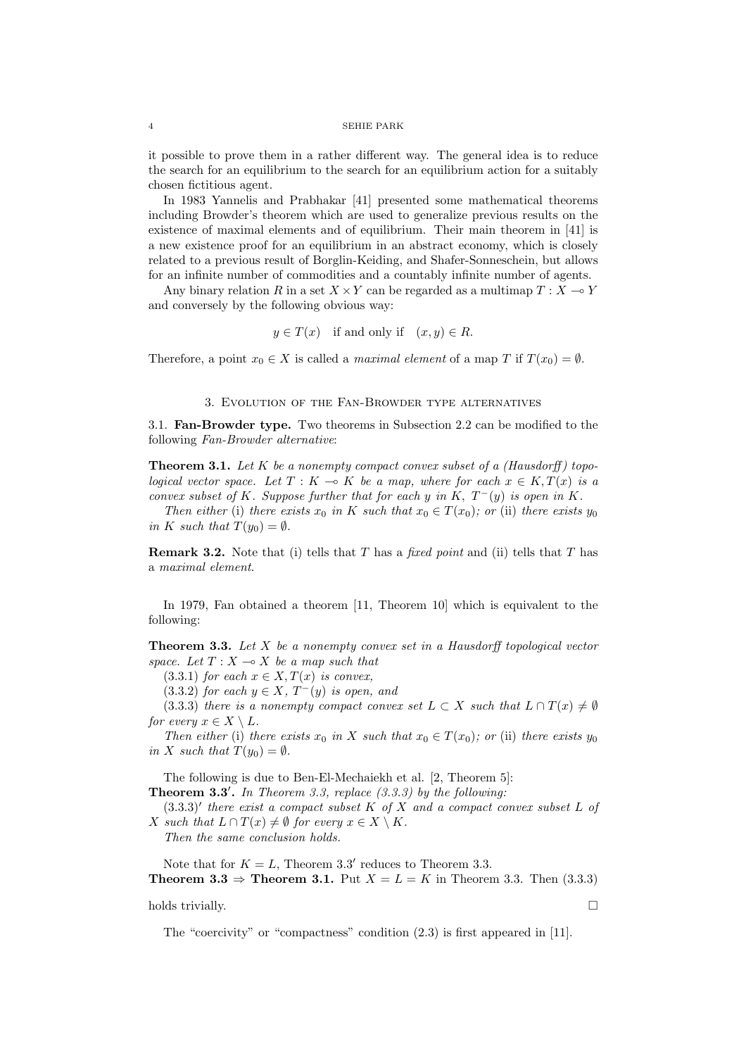it possible to prove them in a rather different way. The general idea is to reduce the search for an equilibrium to the search for an equilibrium action for a suitably chosen fictitious agent.

In 1983 Yannelis and Prabhakar [41] presented some mathematical theorems including Browder's theorem which are used to generalize previous results on the existence of maximal elements and of equilibrium. Their main theorem in [41] is a new existence proof for an equilibrium in an abstract economy, which is closely related to a previous result of Borglin-Keiding, and Shafer-Sonneschein, but allows for an infinite number of commodities and a countably infinite number of agents.

Any binary relation $R$ in a set $X \times Y$ can be regarded as a multimap $T : X \multimap Y$ and conversely by the following obvious way:

$$y \in T(x) \quad \text{if and only if} \quad (x, y) \in R.$$

Therefore, a point $x_0 \in X$ is called a *maximal element* of a map $T$ if $T(x_0) = \emptyset$.

## 3. Evolution of the Fan-Browder type alternatives

**3.1. Fan-Browder type.** Two theorems in Subsection 2.2 can be modified to the following *Fan-Browder alternative*:

**Theorem 3.1.** *Let $K$ be a nonempty compact convex subset of a (Hausdorff) topological vector space. Let $T : K \multimap K$ be a map, where for each $x \in K, T(x)$ is a convex subset of $K$. Suppose further that for each $y$ in $K$, $T^-(y)$ is open in $K$.*

*Then either* (i) *there exists $x_0$ in $K$ such that $x_0 \in T(x_0)$; or* (ii) *there exists $y_0$ in $K$ such that $T(y_0) = \emptyset$.*

**Remark 3.2.** Note that (i) tells that $T$ has a *fixed point* and (ii) tells that $T$ has a *maximal element*.

In 1979, Fan obtained a theorem [11, Theorem 10] which is equivalent to the following:

**Theorem 3.3.** *Let $X$ be a nonempty convex set in a Hausdorff topological vector space. Let $T : X \multimap X$ be a map such that*

(3.3.1) *for each $x \in X, T(x)$ is convex,*

(3.3.2) *for each $y \in X$, $T^-(y)$ is open, and*

(3.3.3) *there is a nonempty compact convex set $L \subset X$ such that $L \cap T(x) \neq \emptyset$ for every $x \in X \setminus L$.*

*Then either* (i) *there exists $x_0$ in $X$ such that $x_0 \in T(x_0)$; or* (ii) *there exists $y_0$ in $X$ such that $T(y_0) = \emptyset$.*

The following is due to Ben-El-Mechaiekh et al. [2, Theorem 5]:

**Theorem 3.3′.** *In Theorem 3.3, replace (3.3.3) by the following:*

(3.3.3)′ *there exist a compact subset $K$ of $X$ and a compact convex subset $L$ of $X$ such that $L \cap T(x) \neq \emptyset$ for every $x \in X \setminus K$.*

*Then the same conclusion holds.*

Note that for $K = L$, Theorem 3.3′ reduces to Theorem 3.3.

**Theorem 3.3 ⇒ Theorem 3.1.** Put $X = L = K$ in Theorem 3.3. Then (3.3.3) holds trivially. □

The "coercivity" or "compactness" condition (2.3) is first appeared in [11].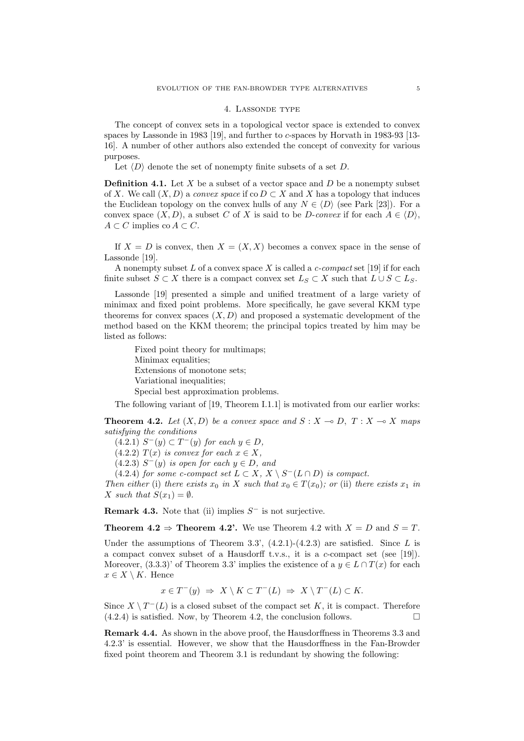## 4. Lassonde type

The concept of convex sets in a topological vector space is extended to convex spaces by Lassonde in 1983 [19], and further to $c$-spaces by Horvath in 1983-93 [13-16]. A number of other authors also extended the concept of convexity for various purposes.

Let $\langle D \rangle$ denote the set of nonempty finite subsets of a set $D$.

**Definition 4.1.** Let $X$ be a subset of a vector space and $D$ be a nonempty subset of $X$. We call $(X, D)$ a *convex space* if $\operatorname{co} D \subset X$ and $X$ has a topology that induces the Euclidean topology on the convex hulls of any $N \in \langle D \rangle$ (see Park [23]). For a convex space $(X, D)$, a subset $C$ of $X$ is said to be *$D$-convex* if for each $A \in \langle D \rangle$, $A \subset C$ implies $\operatorname{co} A \subset C$.

If $X = D$ is convex, then $X = (X, X)$ becomes a convex space in the sense of Lassonde [19].

A nonempty subset $L$ of a convex space $X$ is called a *c-compact* set [19] if for each finite subset $S \subset X$ there is a compact convex set $L_S \subset X$ such that $L \cup S \subset L_S$.

Lassonde [19] presented a simple and unified treatment of a large variety of minimax and fixed point problems. More specifically, he gave several KKM type theorems for convex spaces $(X, D)$ and proposed a systematic development of the method based on the KKM theorem; the principal topics treated by him may be listed as follows:

Fixed point theory for multimaps;
Minimax equalities;
Extensions of monotone sets;
Variational inequalities;
Special best approximation problems.

The following variant of [19, Theorem I.1.1] is motivated from our earlier works:

**Theorem 4.2.** *Let $(X, D)$ be a convex space and $S : X \multimap D$, $T : X \multimap X$ maps satisfying the conditions*

(4.2.1) *$S^-(y) \subset T^-(y)$ for each $y \in D$,*
(4.2.2) *$T(x)$ is convex for each $x \in X$,*
(4.2.3) *$S^-(y)$ is open for each $y \in D$, and*
(4.2.4) *for some c-compact set $L \subset X$, $X \setminus S^-(L \cap D)$ is compact.*

*Then either* (i) *there exists $x_0$ in $X$ such that $x_0 \in T(x_0)$; or* (ii) *there exists $x_1$ in $X$ such that $S(x_1) = \emptyset$.*

**Remark 4.3.** Note that (ii) implies $S^-$ is not surjective.

**Theorem 4.2 $\Rightarrow$ Theorem 4.2'.** We use Theorem 4.2 with $X = D$ and $S = T$.

Under the assumptions of Theorem 3.3', (4.2.1)-(4.2.3) are satisfied. Since $L$ is a compact convex subset of a Hausdorff t.v.s., it is a $c$-compact set (see [19]). Moreover, (3.3.3)' of Theorem 3.3' implies the existence of a $y \in L \cap T(x)$ for each $x \in X \setminus K$. Hence

$$x \in T^-(y) \;\Rightarrow\; X \setminus K \subset T^-(L) \;\Rightarrow\; X \setminus T^-(L) \subset K.$$

Since $X \setminus T^-(L)$ is a closed subset of the compact set $K$, it is compact. Therefore (4.2.4) is satisfied. Now, by Theorem 4.2, the conclusion follows. $\square$

**Remark 4.4.** As shown in the above proof, the Hausdorffness in Theorems 3.3 and 4.2.3' is essential. However, we show that the Hausdorffness in the Fan-Browder fixed point theorem and Theorem 3.1 is redundant by showing the following: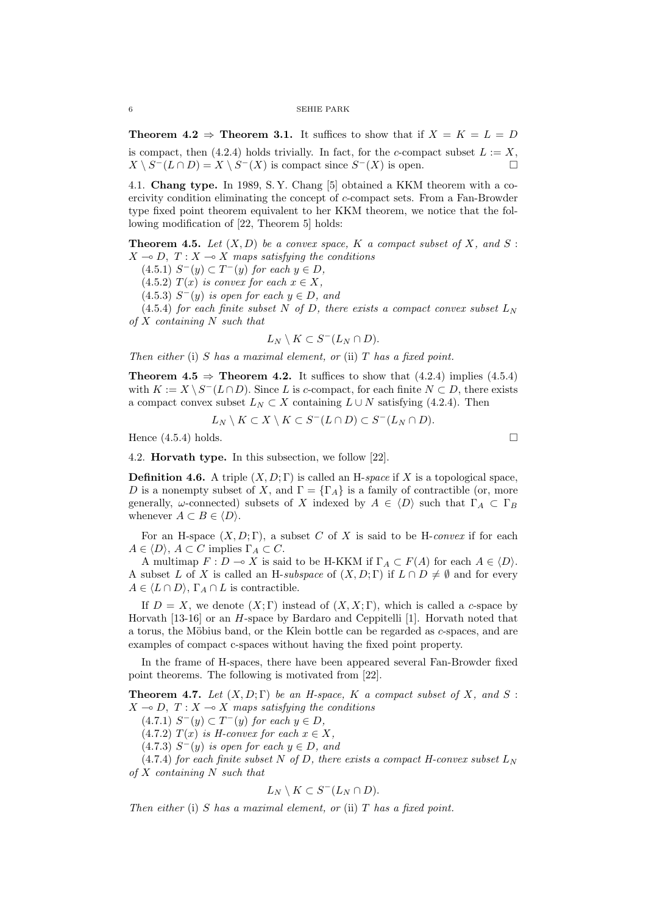**Theorem 4.2 $\Rightarrow$ Theorem 3.1.** It suffices to show that if $X = K = L = D$ is compact, then (4.2.4) holds trivially. In fact, for the $c$-compact subset $L := X$, $X \setminus S^-(L \cap D) = X \setminus S^-(X)$ is compact since $S^-(X)$ is open. □

4.1. **Chang type.** In 1989, S. Y. Chang [5] obtained a KKM theorem with a coercivity condition eliminating the concept of $c$-compact sets. From a Fan-Browder type fixed point theorem equivalent to her KKM theorem, we notice that the following modification of [22, Theorem 5] holds:

**Theorem 4.5.** *Let $(X, D)$ be a convex space, $K$ a compact subset of $X$, and $S : X \multimap D$, $T : X \multimap X$ maps satisfying the conditions*

(4.5.1) *$S^-(y) \subset T^-(y)$ for each $y \in D$,*

(4.5.2) *$T(x)$ is convex for each $x \in X$,*

(4.5.3) *$S^-(y)$ is open for each $y \in D$, and*

(4.5.4) *for each finite subset $N$ of $D$, there exists a compact convex subset $L_N$ of $X$ containing $N$ such that*

$$L_N \setminus K \subset S^-(L_N \cap D).$$

*Then either* (i) *$S$ has a maximal element, or* (ii) *$T$ has a fixed point.*

**Theorem 4.5 $\Rightarrow$ Theorem 4.2.** It suffices to show that (4.2.4) implies (4.5.4) with $K := X \setminus S^-(L \cap D)$. Since $L$ is $c$-compact, for each finite $N \subset D$, there exists a compact convex subset $L_N \subset X$ containing $L \cup N$ satisfying (4.2.4). Then

$$L_N \setminus K \subset X \setminus K \subset S^-(L \cap D) \subset S^-(L_N \cap D).$$

Hence (4.5.4) holds. □

4.2. **Horvath type.** In this subsection, we follow [22].

**Definition 4.6.** A triple $(X, D; \Gamma)$ is called an H-*space* if $X$ is a topological space, $D$ is a nonempty subset of $X$, and $\Gamma = \{\Gamma_A\}$ is a family of contractible (or, more generally, $\omega$-connected) subsets of $X$ indexed by $A \in \langle D \rangle$ such that $\Gamma_A \subset \Gamma_B$ whenever $A \subset B \in \langle D \rangle$.

For an H-space $(X, D; \Gamma)$, a subset $C$ of $X$ is said to be H-*convex* if for each $A \in \langle D \rangle$, $A \subset C$ implies $\Gamma_A \subset C$.

A multimap $F : D \multimap X$ is said to be H-KKM if $\Gamma_A \subset F(A)$ for each $A \in \langle D \rangle$. A subset $L$ of $X$ is called an H-*subspace* of $(X, D; \Gamma)$ if $L \cap D \neq \emptyset$ and for every $A \in \langle L \cap D \rangle$, $\Gamma_A \cap L$ is contractible.

If $D = X$, we denote $(X; \Gamma)$ instead of $(X, X; \Gamma)$, which is called a $c$-space by Horvath [13-16] or an $H$-space by Bardaro and Ceppitelli [1]. Horvath noted that a torus, the Möbius band, or the Klein bottle can be regarded as $c$-spaces, and are examples of compact c-spaces without having the fixed point property.

In the frame of H-spaces, there have been appeared several Fan-Browder fixed point theorems. The following is motivated from [22].

**Theorem 4.7.** *Let $(X, D; \Gamma)$ be an H-space, $K$ a compact subset of $X$, and $S : X \multimap D$, $T : X \multimap X$ maps satisfying the conditions*

(4.7.1) *$S^-(y) \subset T^-(y)$ for each $y \in D$,*

(4.7.2) *$T(x)$ is H-convex for each $x \in X$,*

(4.7.3) *$S^-(y)$ is open for each $y \in D$, and*

(4.7.4) *for each finite subset $N$ of $D$, there exists a compact H-convex subset $L_N$ of $X$ containing $N$ such that*

$$L_N \setminus K \subset S^-(L_N \cap D).$$

*Then either* (i) *$S$ has a maximal element, or* (ii) *$T$ has a fixed point.*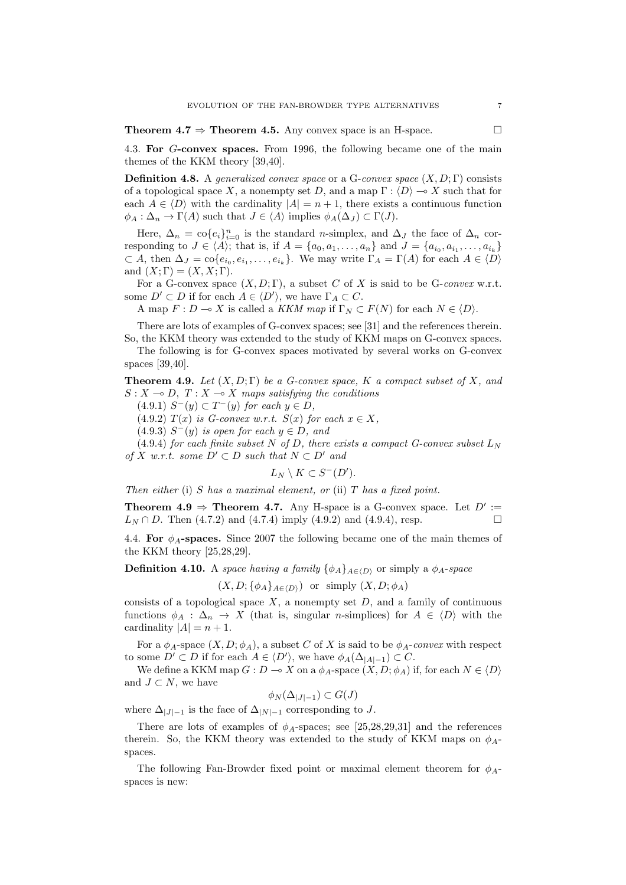**Theorem 4.7 $\Rightarrow$ Theorem 4.5.** Any convex space is an H-space. $\square$

4.3. **For $G$-convex spaces.** From 1996, the following became one of the main themes of the KKM theory [39,40].

**Definition 4.8.** A *generalized convex space* or a G-*convex space* $(X, D; \Gamma)$ consists of a topological space $X$, a nonempty set $D$, and a map $\Gamma : \langle D \rangle \multimap X$ such that for each $A \in \langle D \rangle$ with the cardinality $|A| = n + 1$, there exists a continuous function $\phi_A : \Delta_n \to \Gamma(A)$ such that $J \in \langle A \rangle$ implies $\phi_A(\Delta_J) \subset \Gamma(J)$.

Here, $\Delta_n = \mathrm{co}\{e_i\}_{i=0}^n$ is the standard $n$-simplex, and $\Delta_J$ the face of $\Delta_n$ corresponding to $J \in \langle A \rangle$; that is, if $A = \{a_0, a_1, \ldots, a_n\}$ and $J = \{a_{i_0}, a_{i_1}, \ldots, a_{i_k}\} \subset A$, then $\Delta_J = \mathrm{co}\{e_{i_0}, e_{i_1}, \ldots, e_{i_k}\}$. We may write $\Gamma_A = \Gamma(A)$ for each $A \in \langle D \rangle$ and $(X; \Gamma) = (X, X; \Gamma)$.

For a G-convex space $(X, D; \Gamma)$, a subset $C$ of $X$ is said to be G-*convex* w.r.t. some $D' \subset D$ if for each $A \in \langle D' \rangle$, we have $\Gamma_A \subset C$.

A map $F : D \multimap X$ is called a *KKM map* if $\Gamma_N \subset F(N)$ for each $N \in \langle D \rangle$.

There are lots of examples of G-convex spaces; see [31] and the references therein. So, the KKM theory was extended to the study of KKM maps on G-convex spaces.

The following is for G-convex spaces motivated by several works on G-convex spaces [39,40].

**Theorem 4.9.** *Let $(X, D; \Gamma)$ be a G-convex space, $K$ a compact subset of $X$, and $S : X \multimap D$, $T : X \multimap X$ maps satisfying the conditions*

(4.9.1) *$S^-(y) \subset T^-(y)$ for each $y \in D$,*

(4.9.2) *$T(x)$ is G-convex w.r.t. $S(x)$ for each $x \in X$,*

(4.9.3) *$S^-(y)$ is open for each $y \in D$, and*

(4.9.4) *for each finite subset $N$ of $D$, there exists a compact G-convex subset $L_N$ of $X$ w.r.t. some $D' \subset D$ such that $N \subset D'$ and*

$$L_N \setminus K \subset S^-(D').$$

*Then either* (i) *$S$ has a maximal element, or* (ii) *$T$ has a fixed point.*

**Theorem 4.9 $\Rightarrow$ Theorem 4.7.** Any H-space is a G-convex space. Let $D' := L_N \cap D$. Then (4.7.2) and (4.7.4) imply (4.9.2) and (4.9.4), resp. $\square$

4.4. **For $\phi_A$-spaces.** Since 2007 the following became one of the main themes of the KKM theory [25,28,29].

**Definition 4.10.** A *space having a family* $\{\phi_A\}_{A \in \langle D \rangle}$ or simply a $\phi_A$-*space*

$$(X, D; \{\phi_A\}_{A \in \langle D \rangle}) \ \text{ or } \ \text{simply } (X, D; \phi_A)$$

consists of a topological space $X$, a nonempty set $D$, and a family of continuous functions $\phi_A : \Delta_n \to X$ (that is, singular $n$-simplices) for $A \in \langle D \rangle$ with the cardinality $|A| = n + 1$.

For a $\phi_A$-space $(X, D; \phi_A)$, a subset $C$ of $X$ is said to be $\phi_A$-*convex* with respect to some $D' \subset D$ if for each $A \in \langle D' \rangle$, we have $\phi_A(\Delta_{|A|-1}) \subset C$.

We define a KKM map $G : D \multimap X$ on a $\phi_A$-space $(X, D; \phi_A)$ if, for each $N \in \langle D \rangle$ and $J \subset N$, we have

$$\phi_N(\Delta_{|J|-1}) \subset G(J)$$

where $\Delta_{|J|-1}$ is the face of $\Delta_{|N|-1}$ corresponding to $J$.

There are lots of examples of $\phi_A$-spaces; see [25,28,29,31] and the references therein. So, the KKM theory was extended to the study of KKM maps on $\phi_A$-spaces.

The following Fan-Browder fixed point or maximal element theorem for $\phi_A$-spaces is new: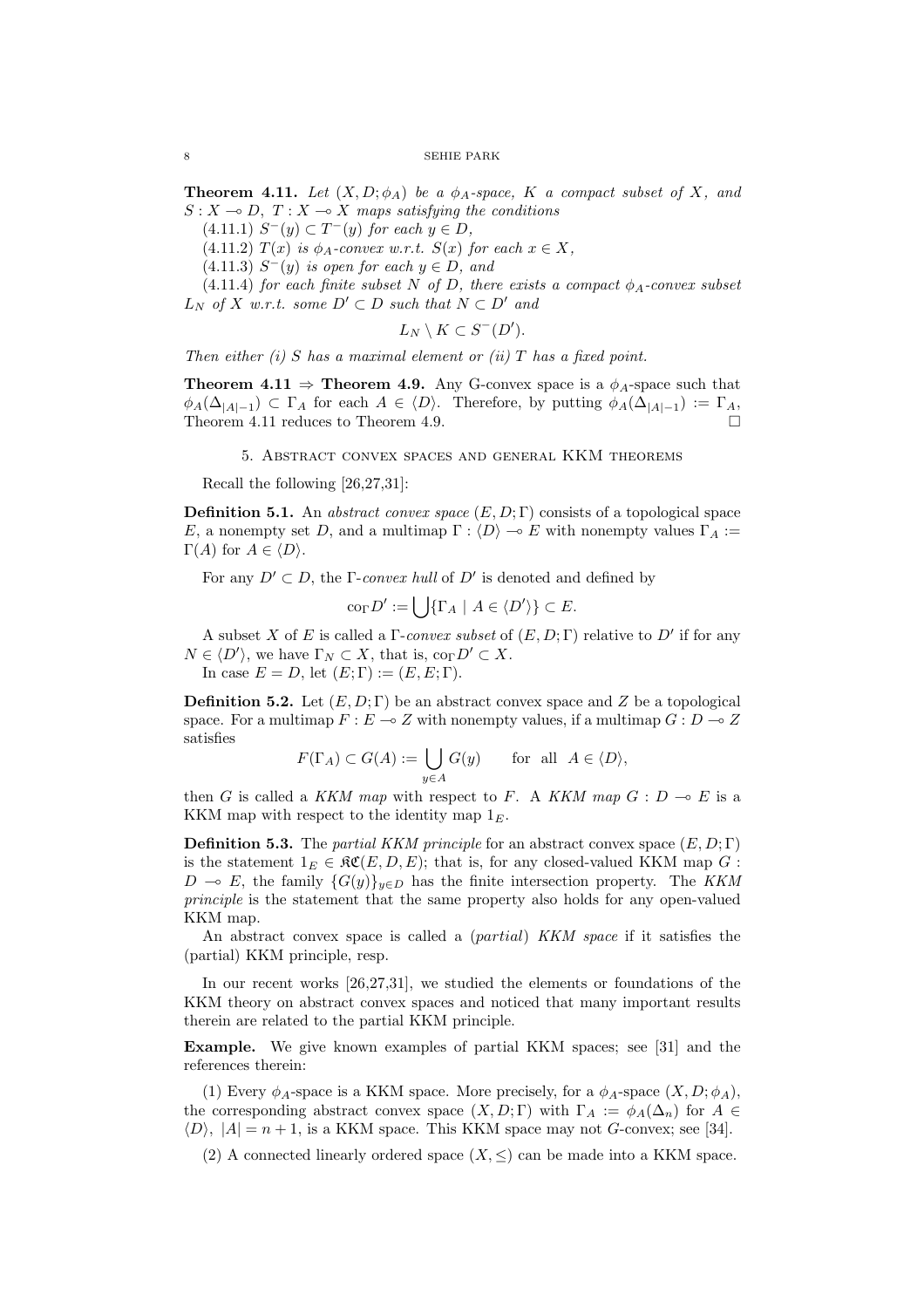**Theorem 4.11.** *Let $(X, D; \phi_A)$ be a $\phi_A$-space, $K$ a compact subset of $X$, and $S : X \multimap D$, $T : X \multimap X$ maps satisfying the conditions*

(4.11.1) *$S^-(y) \subset T^-(y)$ for each $y \in D$,*

(4.11.2) *$T(x)$ is $\phi_A$-convex w.r.t. $S(x)$ for each $x \in X$,*

(4.11.3) *$S^-(y)$ is open for each $y \in D$, and*

(4.11.4) *for each finite subset $N$ of $D$, there exists a compact $\phi_A$-convex subset $L_N$ of $X$ w.r.t. some $D' \subset D$ such that $N \subset D'$ and*

$$L_N \setminus K \subset S^-(D').$$

*Then either (i) $S$ has a maximal element or (ii) $T$ has a fixed point.*

**Theorem 4.11 $\Rightarrow$ Theorem 4.9.** Any G-convex space is a $\phi_A$-space such that $\phi_A(\Delta_{|A|-1}) \subset \Gamma_A$ for each $A \in \langle D \rangle$. Therefore, by putting $\phi_A(\Delta_{|A|-1}) := \Gamma_A$, Theorem 4.11 reduces to Theorem 4.9. $\square$

## 5. Abstract convex spaces and general KKM theorems

Recall the following [26,27,31]:

**Definition 5.1.** An *abstract convex space* $(E, D; \Gamma)$ consists of a topological space $E$, a nonempty set $D$, and a multimap $\Gamma : \langle D \rangle \multimap E$ with nonempty values $\Gamma_A := \Gamma(A)$ for $A \in \langle D \rangle$.

For any $D' \subset D$, the $\Gamma$-*convex hull* of $D'$ is denoted and defined by

$$\mathrm{co}_\Gamma D' := \bigcup \{\Gamma_A \mid A \in \langle D' \rangle\} \subset E.$$

A subset $X$ of $E$ is called a $\Gamma$-*convex subset* of $(E, D; \Gamma)$ relative to $D'$ if for any $N \in \langle D' \rangle$, we have $\Gamma_N \subset X$, that is, $\mathrm{co}_\Gamma D' \subset X$.

In case $E = D$, let $(E; \Gamma) := (E, E; \Gamma)$.

**Definition 5.2.** Let $(E, D; \Gamma)$ be an abstract convex space and $Z$ be a topological space. For a multimap $F : E \multimap Z$ with nonempty values, if a multimap $G : D \multimap Z$ satisfies

$$F(\Gamma_A) \subset G(A) := \bigcup_{y \in A} G(y) \qquad \text{for all} \quad A \in \langle D \rangle,$$

then $G$ is called a *KKM map* with respect to $F$. A *KKM map* $G : D \multimap E$ is a KKM map with respect to the identity map $1_E$.

**Definition 5.3.** The *partial KKM principle* for an abstract convex space $(E, D; \Gamma)$ is the statement $1_E \in \mathfrak{KC}(E, D, E)$; that is, for any closed-valued KKM map $G : D \multimap E$, the family $\{G(y)\}_{y \in D}$ has the finite intersection property. The *KKM principle* is the statement that the same property also holds for any open-valued KKM map.

An abstract convex space is called a (*partial*) *KKM space* if it satisfies the (partial) KKM principle, resp.

In our recent works [26,27,31], we studied the elements or foundations of the KKM theory on abstract convex spaces and noticed that many important results therein are related to the partial KKM principle.

**Example.** We give known examples of partial KKM spaces; see [31] and the references therein:

(1) Every $\phi_A$-space is a KKM space. More precisely, for a $\phi_A$-space $(X, D; \phi_A)$, the corresponding abstract convex space $(X, D; \Gamma)$ with $\Gamma_A := \phi_A(\Delta_n)$ for $A \in \langle D \rangle$, $|A| = n + 1$, is a KKM space. This KKM space may not $G$-convex; see [34].

(2) A connected linearly ordered space $(X, \leq)$ can be made into a KKM space.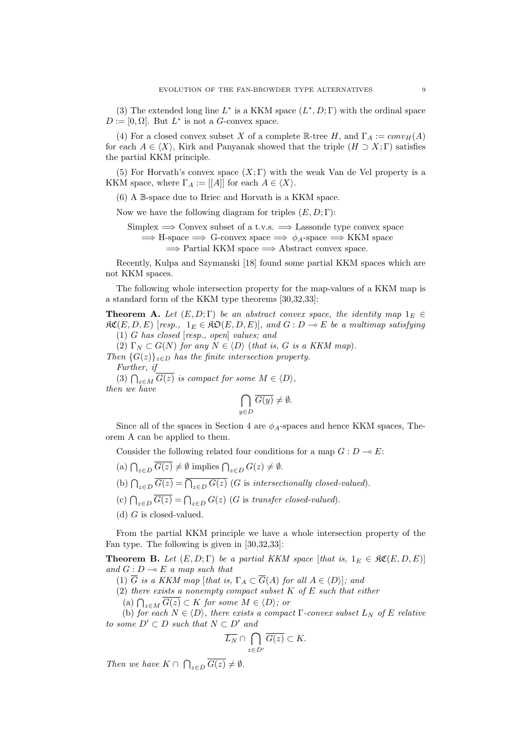(3) The extended long line $L^*$ is a KKM space $(L^*, D; \Gamma)$ with the ordinal space $D := [0, \Omega]$. But $L^*$ is not a $G$-convex space.

(4) For a closed convex subset $X$ of a complete $\mathbb{R}$-tree $H$, and $\Gamma_A := conv_H(A)$ for each $A \in \langle X \rangle$, Kirk and Panyanak showed that the triple $(H \supset X; \Gamma)$ satisfies the partial KKM principle.

(5) For Horvath's convex space $(X; \Gamma)$ with the weak Van de Vel property is a KKM space, where $\Gamma_A := [[A]]$ for each $A \in \langle X \rangle$.

(6) A $\mathbb{B}$-space due to Briec and Horvath is a KKM space.

Now we have the following diagram for triples $(E, D; \Gamma)$:

Simplex $\Longrightarrow$ Convex subset of a t.v.s. $\Longrightarrow$ Lassonde type convex space
$\Longrightarrow$ H-space $\Longrightarrow$ G-convex space $\Longrightarrow$ $\phi_A$-space $\Longrightarrow$ KKM space
$\Longrightarrow$ Partial KKM space $\Longrightarrow$ Abstract convex space.

Recently, Kulpa and Szymanski [18] found some partial KKM spaces which are not KKM spaces.

The following whole intersection property for the map-values of a KKM map is a standard form of the KKM type theorems [30,32,33]:

**Theorem A.** *Let $(E, D; \Gamma)$ be an abstract convex space, the identity map $1_E \in \mathfrak{KC}(E, D, E)$ [resp., $1_E \in \mathfrak{KO}(E, D, E)$], and $G : D \multimap E$ be a multimap satisfying*

(1) *$G$ has closed [resp., open] values; and*

(2) *$\Gamma_N \subset G(N)$ for any $N \in \langle D \rangle$ (that is, $G$ is a KKM map).*

*Then $\{G(z)\}_{z \in D}$ has the finite intersection property.*

*Further, if*

(3) *$\overline{\bigcap_{z \in M} \overline{G(z)}}$ is compact for some $M \in \langle D \rangle$,*

*then we have*

$$\bigcap_{y \in D} \overline{G(y)} \neq \emptyset.$$

Since all of the spaces in Section 4 are $\phi_A$-spaces and hence KKM spaces, Theorem A can be applied to them.

Consider the following related four conditions for a map $G : D \multimap E$:

(a) $\bigcap_{z \in D} \overline{G(z)} \neq \emptyset$ implies $\bigcap_{z \in D} G(z) \neq \emptyset$.

(b) $\bigcap_{z \in D} \overline{G(z)} = \overline{\bigcap_{z \in D} G(z)}$ ($G$ is *intersectionally closed-valued*).

(c) $\bigcap_{z \in D} \overline{G(z)} = \bigcap_{z \in D} G(z)$ ($G$ is *transfer closed-valued*).

(d) $G$ is closed-valued.

From the partial KKM principle we have a whole intersection property of the Fan type. The following is given in [30,32,33]:

**Theorem B.** *Let $(E, D; \Gamma)$ be a partial KKM space [that is, $1_E \in \mathfrak{KC}(E, D, E)$] and $G : D \multimap E$ a map such that*

(1) *$\overline{G}$ is a KKM map [that is, $\Gamma_A \subset \overline{G}(A)$ for all $A \in \langle D \rangle$]; and*

(2) *there exists a nonempty compact subset $K$ of $E$ such that either*

(a) *$\overline{\bigcap_{z \in M} \overline{G(z)}} \subset K$ for some $M \in \langle D \rangle$; or*

(b) *for each $N \in \langle D \rangle$, there exists a compact $\Gamma$-convex subset $L_N$ of $E$ relative to some $D' \subset D$ such that $N \subset D'$ and*

$$\overline{L_N} \cap \bigcap_{z \in D'} \overline{G(z)} \subset K.$$

*Then we have $K \cap \bigcap_{z \in D} \overline{G(z)} \neq \emptyset$.*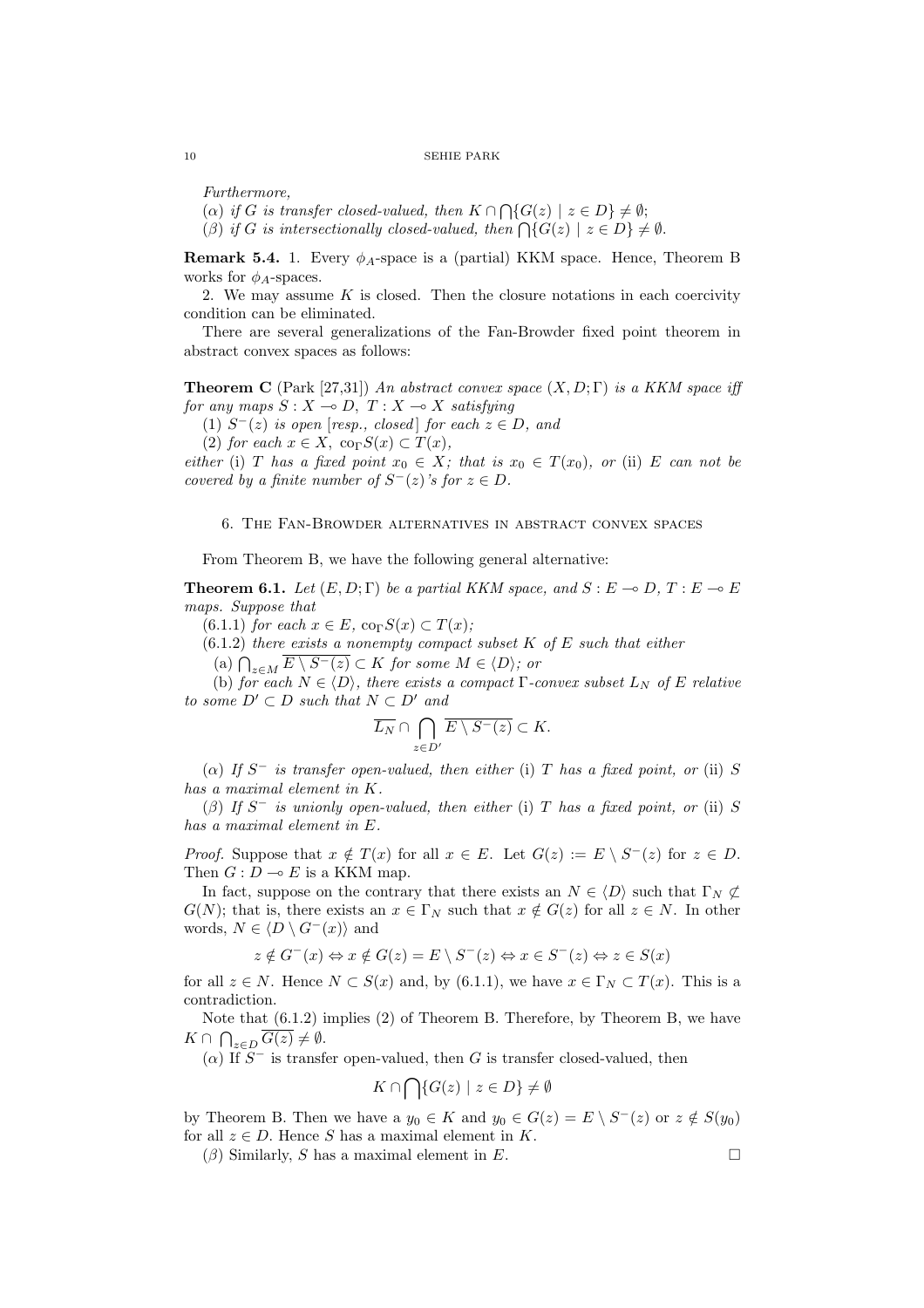*Furthermore,*

($\alpha$) *if $G$ is transfer closed-valued, then $K \cap \bigcap\{G(z) \mid z \in D\} \neq \emptyset$;*

($\beta$) *if $G$ is intersectionally closed-valued, then $\bigcap\{G(z) \mid z \in D\} \neq \emptyset$.*

**Remark 5.4.** 1. Every $\phi_A$-space is a (partial) KKM space. Hence, Theorem B works for $\phi_A$-spaces.

2. We may assume $K$ is closed. Then the closure notations in each coercivity condition can be eliminated.

There are several generalizations of the Fan-Browder fixed point theorem in abstract convex spaces as follows:

**Theorem C** (Park [27,31]) *An abstract convex space $(X, D; \Gamma)$ is a KKM space iff for any maps $S : X \multimap D$, $T : X \multimap X$ satisfying*

(1) *$S^{-}(z)$ is open [resp., closed] for each $z \in D$, and*

(2) *for each $x \in X$, $\text{co}_{\Gamma} S(x) \subset T(x)$,*

*either* (i) *$T$ has a fixed point $x_0 \in X$; that is $x_0 \in T(x_0)$, or* (ii) *$E$ can not be covered by a finite number of $S^{-}(z)$'s for $z \in D$.*

## 6. The Fan-Browder alternatives in abstract convex spaces

From Theorem B, we have the following general alternative:

**Theorem 6.1.** *Let $(E, D; \Gamma)$ be a partial KKM space, and $S : E \multimap D$, $T : E \multimap E$ maps. Suppose that*

(6.1.1) *for each $x \in E$, $\text{co}_{\Gamma} S(x) \subset T(x)$;*

(6.1.2) *there exists a nonempty compact subset $K$ of $E$ such that either*

(a) *$\bigcap_{z \in M} \overline{E \setminus S^{-}(z)} \subset K$ for some $M \in \langle D \rangle$; or*

(b) *for each $N \in \langle D \rangle$, there exists a compact $\Gamma$-convex subset $L_N$ of $E$ relative to some $D' \subset D$ such that $N \subset D'$ and*

$$\overline{L_N} \cap \bigcap_{z \in D'} \overline{E \setminus S^{-}(z)} \subset K.$$

($\alpha$) *If $S^{-}$ is transfer open-valued, then either* (i) *$T$ has a fixed point, or* (ii) *$S$ has a maximal element in $K$.*

($\beta$) *If $S^{-}$ is unionly open-valued, then either* (i) *$T$ has a fixed point, or* (ii) *$S$ has a maximal element in $E$.*

*Proof.* Suppose that $x \notin T(x)$ for all $x \in E$. Let $G(z) := E \setminus S^{-}(z)$ for $z \in D$. Then $G : D \multimap E$ is a KKM map.

In fact, suppose on the contrary that there exists an $N \in \langle D \rangle$ such that $\Gamma_N \not\subset G(N)$; that is, there exists an $x \in \Gamma_N$ such that $x \notin G(z)$ for all $z \in N$. In other words, $N \in \langle D \setminus G^{-}(x) \rangle$ and

$$z \notin G^{-}(x) \Leftrightarrow x \notin G(z) = E \setminus S^{-}(z) \Leftrightarrow x \in S^{-}(z) \Leftrightarrow z \in S(x)$$

for all $z \in N$. Hence $N \subset S(x)$ and, by (6.1.1), we have $x \in \Gamma_N \subset T(x)$. This is a contradiction.

Note that (6.1.2) implies (2) of Theorem B. Therefore, by Theorem B, we have $K \cap \bigcap_{z \in D} \overline{G(z)} \neq \emptyset$.

($\alpha$) If $S^{-}$ is transfer open-valued, then $G$ is transfer closed-valued, then

$$K \cap \bigcap\{G(z) \mid z \in D\} \neq \emptyset$$

by Theorem B. Then we have a $y_0 \in K$ and $y_0 \in G(z) = E \setminus S^{-}(z)$ or $z \notin S(y_0)$ for all $z \in D$. Hence $S$ has a maximal element in $K$.

($\beta$) Similarly, $S$ has a maximal element in $E$. $\square$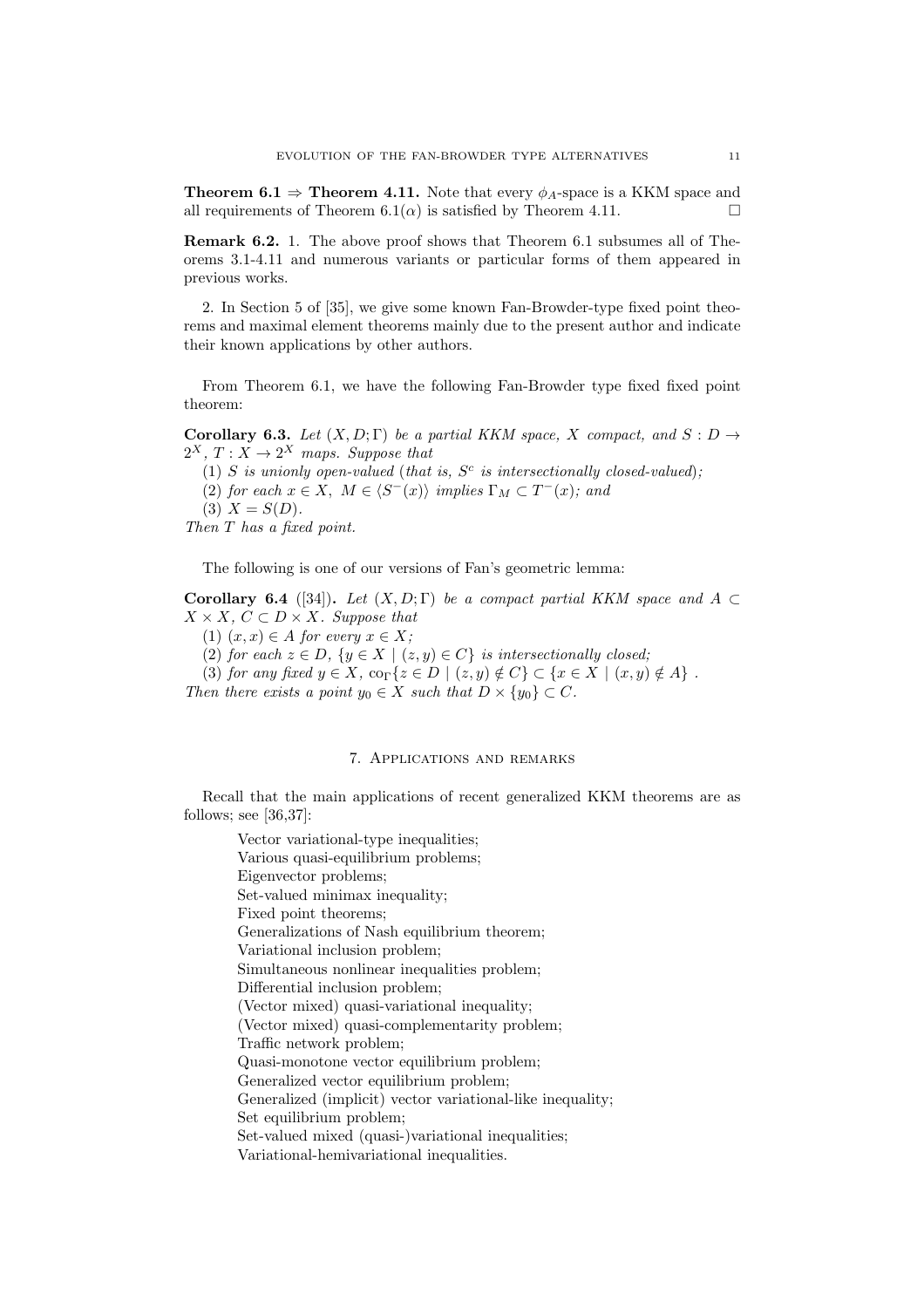**Theorem 6.1 ⇒ Theorem 4.11.** Note that every $\phi_A$-space is a KKM space and all requirements of Theorem 6.1($\alpha$) is satisfied by Theorem 4.11. □

**Remark 6.2.** 1. The above proof shows that Theorem 6.1 subsumes all of Theorems 3.1-4.11 and numerous variants or particular forms of them appeared in previous works.

2. In Section 5 of [35], we give some known Fan-Browder-type fixed point theorems and maximal element theorems mainly due to the present author and indicate their known applications by other authors.

From Theorem 6.1, we have the following Fan-Browder type fixed fixed point theorem:

**Corollary 6.3.** *Let $(X, D; \Gamma)$ be a partial KKM space, $X$ compact, and $S : D \to 2^X$, $T : X \to 2^X$ maps. Suppose that*

*(1) $S$ is unionly open-valued (that is, $S^c$ is intersectionally closed-valued);*

*(2) for each $x \in X$, $M \in \langle S^-(x) \rangle$ implies $\Gamma_M \subset T^-(x)$; and*

*(3) $X = S(D)$.*

*Then $T$ has a fixed point.*

The following is one of our versions of Fan's geometric lemma:

**Corollary 6.4** ([34]). *Let $(X, D; \Gamma)$ be a compact partial KKM space and $A \subset X \times X$, $C \subset D \times X$. Suppose that*

*(1) $(x, x) \in A$ for every $x \in X$;*

*(2) for each $z \in D$, $\{y \in X \mid (z, y) \in C\}$ is intersectionally closed;*

*(3) for any fixed $y \in X$, $\mathrm{co}_\Gamma\{z \in D \mid (z, y) \notin C\} \subset \{x \in X \mid (x, y) \notin A\}$ .*

*Then there exists a point $y_0 \in X$ such that $D \times \{y_0\} \subset C$.*

## 7. Applications and remarks

Recall that the main applications of recent generalized KKM theorems are as follows; see [36,37]:

Vector variational-type inequalities;
Various quasi-equilibrium problems;
Eigenvector problems;
Set-valued minimax inequality;
Fixed point theorems;
Generalizations of Nash equilibrium theorem;
Variational inclusion problem;
Simultaneous nonlinear inequalities problem;
Differential inclusion problem;
(Vector mixed) quasi-variational inequality;
(Vector mixed) quasi-complementarity problem;
Traffic network problem;
Quasi-monotone vector equilibrium problem;
Generalized vector equilibrium problem;
Generalized (implicit) vector variational-like inequality;
Set equilibrium problem;
Set-valued mixed (quasi-)variational inequalities;
Variational-hemivariational inequalities.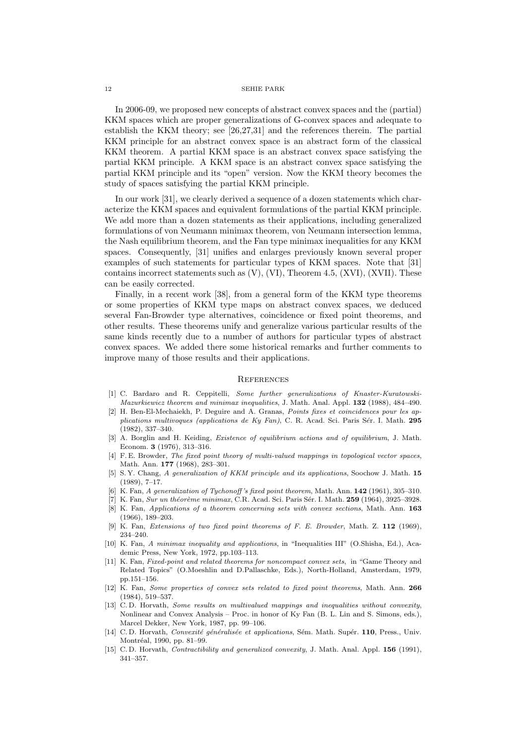In 2006-09, we proposed new concepts of abstract convex spaces and the (partial) KKM spaces which are proper generalizations of G-convex spaces and adequate to establish the KKM theory; see [26,27,31] and the references therein. The partial KKM principle for an abstract convex space is an abstract form of the classical KKM theorem. A partial KKM space is an abstract convex space satisfying the partial KKM principle. A KKM space is an abstract convex space satisfying the partial KKM principle and its "open" version. Now the KKM theory becomes the study of spaces satisfying the partial KKM principle.

In our work [31], we clearly derived a sequence of a dozen statements which characterize the KKM spaces and equivalent formulations of the partial KKM principle. We add more than a dozen statements as their applications, including generalized formulations of von Neumann minimax theorem, von Neumann intersection lemma, the Nash equilibrium theorem, and the Fan type minimax inequalities for any KKM spaces. Consequently, [31] unifies and enlarges previously known several proper examples of such statements for particular types of KKM spaces. Note that [31] contains incorrect statements such as (V), (VI), Theorem 4.5, (XVI), (XVII). These can be easily corrected.

Finally, in a recent work [38], from a general form of the KKM type theorems or some properties of KKM type maps on abstract convex spaces, we deduced several Fan-Browder type alternatives, coincidence or fixed point theorems, and other results. These theorems unify and generalize various particular results of the same kinds recently due to a number of authors for particular types of abstract convex spaces. We added there some historical remarks and further comments to improve many of those results and their applications.

## References

[1] C. Bardaro and R. Ceppitelli, *Some further generalizations of Knaster-Kuratowski-Mazurkiewicz theorem and minimax inequalities*, J. Math. Anal. Appl. **132** (1988), 484–490.

[2] H. Ben-El-Mechaiekh, P. Deguire and A. Granas, *Points fixes et coincidences pour les applications multivoques (applications de Ky Fan)*, C. R. Acad. Sci. Paris Sér. I. Math. **295** (1982), 337–340.

[3] A. Borglin and H. Keiding, *Existence of equilibrium actions and of equilibrium*, J. Math. Econom. **3** (1976), 313–316.

[4] F. E. Browder, *The fixed point theory of multi-valued mappings in topological vector spaces*, Math. Ann. **177** (1968), 283–301.

[5] S. Y. Chang, *A generalization of KKM principle and its applications*, Soochow J. Math. **15** (1989), 7–17.

[6] K. Fan, *A generalization of Tychonoff's fixed point theorem*, Math. Ann. **142** (1961), 305–310.

[7] K. Fan, *Sur un théorème minimax*, C.R. Acad. Sci. Paris Sér. I. Math. **259** (1964), 3925–3928.

[8] K. Fan, *Applications of a theorem concerning sets with convex sections*, Math. Ann. **163** (1966), 189–203.

[9] K. Fan, *Extensions of two fixed point theorems of F. E. Browder*, Math. Z. **112** (1969), 234–240.

[10] K. Fan, *A minimax inequality and applications*, in "Inequalities III" (O.Shisha, Ed.), Academic Press, New York, 1972, pp.103–113.

[11] K. Fan, *Fixed-point and related theorems for noncompact convex sets*, in "Game Theory and Related Topics" (O.Moeshlin and D.Pallaschke, Eds.), North-Holland, Amsterdam, 1979, pp.151–156.

[12] K. Fan, *Some properties of convex sets related to fixed point theorems*, Math. Ann. **266** (1984), 519–537.

[13] C. D. Horvath, *Some results on multivalued mappings and inequalities without convexity*, Nonlinear and Convex Analysis – Proc. in honor of Ky Fan (B. L. Lin and S. Simons, eds.), Marcel Dekker, New York, 1987, pp. 99–106.

[14] C. D. Horvath, *Convexité généralisée et applications*, Sém. Math. Supér. **110**, Press., Univ. Montréal, 1990, pp. 81–99.

[15] C. D. Horvath, *Contractibility and generalized convexity*, J. Math. Anal. Appl. **156** (1991), 341–357.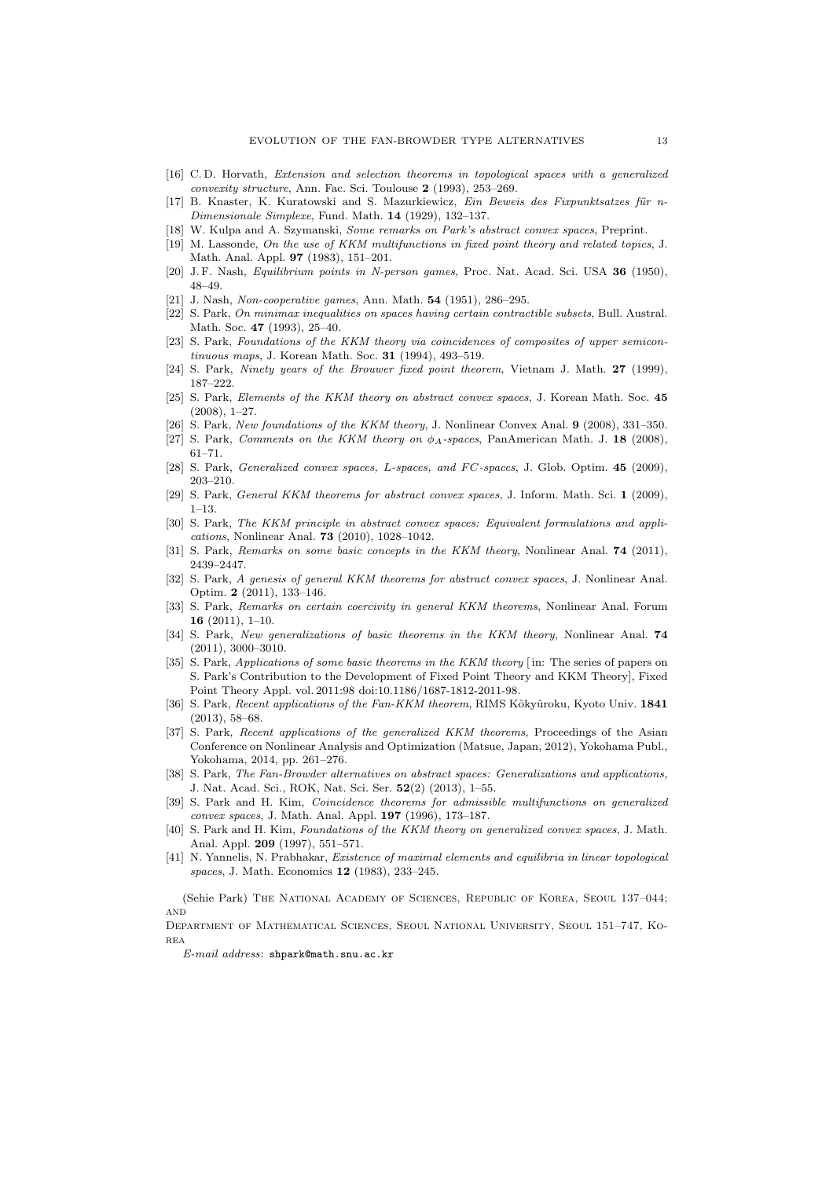[16] C. D. Horvath, *Extension and selection theorems in topological spaces with a generalized convexity structure*, Ann. Fac. Sci. Toulouse **2** (1993), 253–269.

[17] B. Knaster, K. Kuratowski and S. Mazurkiewicz, *Ein Beweis des Fixpunktsatzes für n-Dimensionale Simplexe*, Fund. Math. **14** (1929), 132–137.

[18] W. Kulpa and A. Szymanski, *Some remarks on Park's abstract convex spaces*, Preprint.

[19] M. Lassonde, *On the use of KKM multifunctions in fixed point theory and related topics*, J. Math. Anal. Appl. **97** (1983), 151–201.

[20] J. F. Nash, *Equilibrium points in N-person games*, Proc. Nat. Acad. Sci. USA **36** (1950), 48–49.

[21] J. Nash, *Non-cooperative games*, Ann. Math. **54** (1951), 286–295.

[22] S. Park, *On minimax inequalities on spaces having certain contractible subsets*, Bull. Austral. Math. Soc. **47** (1993), 25–40.

[23] S. Park, *Foundations of the KKM theory via coincidences of composites of upper semicontinuous maps*, J. Korean Math. Soc. **31** (1994), 493–519.

[24] S. Park, *Ninety years of the Brouwer fixed point theorem*, Vietnam J. Math. **27** (1999), 187–222.

[25] S. Park, *Elements of the KKM theory on abstract convex spaces*, J. Korean Math. Soc. **45** (2008), 1–27.

[26] S. Park, *New foundations of the KKM theory*, J. Nonlinear Convex Anal. **9** (2008), 331–350.

[27] S. Park, *Comments on the KKM theory on $\phi_A$-spaces*, PanAmerican Math. J. **18** (2008), 61–71.

[28] S. Park, *Generalized convex spaces, L-spaces, and FC-spaces*, J. Glob. Optim. **45** (2009), 203–210.

[29] S. Park, *General KKM theorems for abstract convex spaces*, J. Inform. Math. Sci. **1** (2009), 1–13.

[30] S. Park, *The KKM principle in abstract convex spaces: Equivalent formulations and applications*, Nonlinear Anal. **73** (2010), 1028–1042.

[31] S. Park, *Remarks on some basic concepts in the KKM theory*, Nonlinear Anal. **74** (2011), 2439–2447.

[32] S. Park, *A genesis of general KKM theorems for abstract convex spaces*, J. Nonlinear Anal. Optim. **2** (2011), 133–146.

[33] S. Park, *Remarks on certain coercivity in general KKM theorems*, Nonlinear Anal. Forum **16** (2011), 1–10.

[34] S. Park, *New generalizations of basic theorems in the KKM theory*, Nonlinear Anal. **74** (2011), 3000–3010.

[35] S. Park, *Applications of some basic theorems in the KKM theory* [in: The series of papers on S. Park's Contribution to the Development of Fixed Point Theory and KKM Theory], Fixed Point Theory Appl. vol. 2011:98 doi:10.1186/1687-1812-2011-98.

[36] S. Park, *Recent applications of the Fan-KKM theorem*, RIMS Kôkyûroku, Kyoto Univ. **1841** (2013), 58–68.

[37] S. Park, *Recent applications of the generalized KKM theorems*, Proceedings of the Asian Conference on Nonlinear Analysis and Optimization (Matsue, Japan, 2012), Yokohama Publ., Yokohama, 2014, pp. 261–276.

[38] S. Park, *The Fan-Browder alternatives on abstract spaces: Generalizations and applications,* J. Nat. Acad. Sci., ROK, Nat. Sci. Ser. **52**(2) (2013), 1–55.

[39] S. Park and H. Kim, *Coincidence theorems for admissible multifunctions on generalized convex spaces*, J. Math. Anal. Appl. **197** (1996), 173–187.

[40] S. Park and H. Kim, *Foundations of the KKM theory on generalized convex spaces*, J. Math. Anal. Appl. **209** (1997), 551–571.

[41] N. Yannelis, N. Prabhakar, *Existence of maximal elements and equilibria in linear topological spaces*, J. Math. Economics **12** (1983), 233–245.

(Sehie Park) The National Academy of Sciences, Republic of Korea, Seoul 137–044; and
Department of Mathematical Sciences, Seoul National University, Seoul 151–747, Korea

*E-mail address*: shpark@math.snu.ac.kr